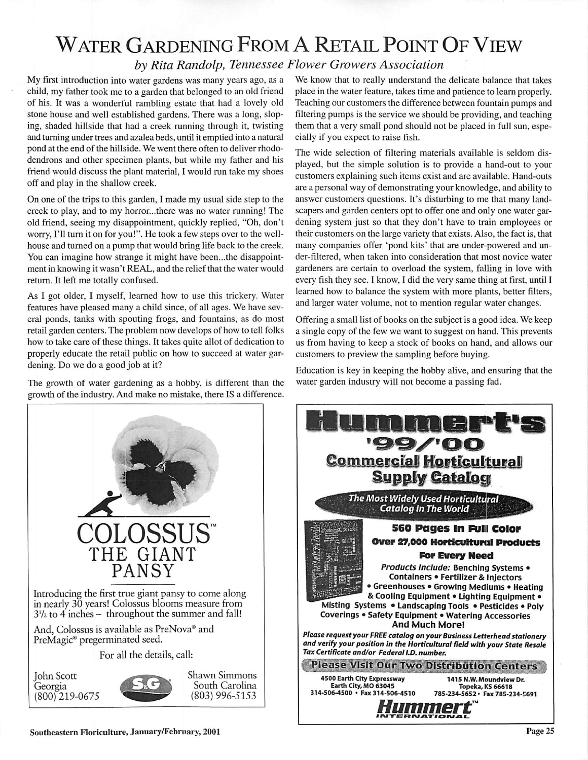# WATER GARDENING FROM A RETAIL POINT OF VIEW

*by Rita Randolp, Tennessee Flower Growers Association*

My first introduction into water gardens was many years ago, as a child, my father took me to a garden that belonged to an old friend of his. It was a wonderful rambling estate that had a lovely old stone house and well established gardens. There was a long, sloping, shaded hillside that had a creek running through it, twisting and turning under trees and azalea beds, until it emptied into a natural pond at the end of the hillside. We went there often to deliver rhododendrons and other specimen plants, but while my father and his friend would discuss the plant material, I would run take my shoes off and play in the shallow creek.

On one of the trips to this garden, I made my usual side step to the creek to play, and to my horror...there was no water running! The old friend, seeing my disappointment, quickly replied, "Oh, don't worry, I'll turn it on for you!". He took a few steps over to the well-house and turned on a pump that would bring life back to the creek. You can imagine how strange it might have been...the disappointment in knowing it wasn't REAL, and the relief that the water would return. It left me totally confused.

As I got older, I myself, learned how to use this trickery. Water features have pleased many a child since, of all ages. We have several ponds, tanks with spouting frogs, and fountains, as do most retail garden centers. The problem now develops of how to tell folks how to take care of these things. It takes quite allot of dedication to properly educate the retail public on how to succeed at water gardening. Do we do a good job at it?

The growth of water gardening as a hobby, is different than the growth of the industry. And make no mistake, there IS a difference. We know that to really understand the delicate balance that takes place in the water feature, takes time and patience to learn properly. Teaching our customers the difference between fountain pumps and filtering pumps is the service we should be providing, and teaching them that a very small pond should not be placed in full sun, especially if you expect to raise fish.

The wide selection of filtering materials available is seldom displayed, but the simple solution is to provide a hand-out to your customers explaining such items exist and are available. Hand-outs are a personal way of demonstrating your knowledge, and ability to answer customers questions. It's disturbing to me that many landscapers and garden centers opt to offer one and only one water gardening system just so that they don't have to train employees or their customers on the large variety that exists. Also, the fact is, that many companies offer 'pond kits' that are under-powered and under-filtered, when taken into consideration that most novice water gardeners are certain to overload the system, falling in love with every fish they see. I know, I did the very same thing at first, until I learned how to balance the system with more plants, better filters, and larger water volume, not to mention regular water changes.

Offering a small list of books on the subject is a good idea. We keep a single copy of the few we want to suggest on hand. This prevents us from having to keep a stock of books on hand, and allows our customers to preview the sampling before buying.

Education is key in keeping the hobby alive, and ensuring that the water garden industry will not become a passing fad.

---

# COLOSSUS™ THE GIANT PANSY

Introducing the first true giant pansy to come along in nearly 30 years! Colossus blooms measure from 3½ to 4 inches – throughout the summer and fall!

And, Colossus is available as PreNova® and PreMagic® pregerminated seed.

For all the details, call:

John Scott
Georgia
(800) 219-0675

Shawn Simmons
South Carolina
(803) 996-5153

---

# Hummert's '99/'00 Commercial Horticultural Supply Catalog

**The Most Widely Used Horticultural Catalog In The World**

**560 Pages In Full Color**

**Over 27,000 Horticultural Products**

**For Every Need**

*Products Include:* Benching Systems • Containers • Fertilizer & Injectors • Greenhouses • Growing Mediums • Heating & Cooling Equipment • Lighting Equipment • Misting Systems • Landscaping Tools • Pesticides • Poly Coverings • Safety Equipment • Watering Accessories **And Much More!**

***Please request your FREE catalog on your Business Letterhead stationery and verify your position in the Horticultural field with your State Resale Tax Certificate and/or Federal I.D. number.***

**Please Visit Our Two Distribution Centers**

4500 Earth City Expressway
Earth City, MO 63045
314-506-4500 • Fax 314-506-4510

1415 N.W. Moundview Dr.
Topeka, KS 66618
785-234-5652 • Fax 785-234-5691

**Hummert™ INTERNATIONAL**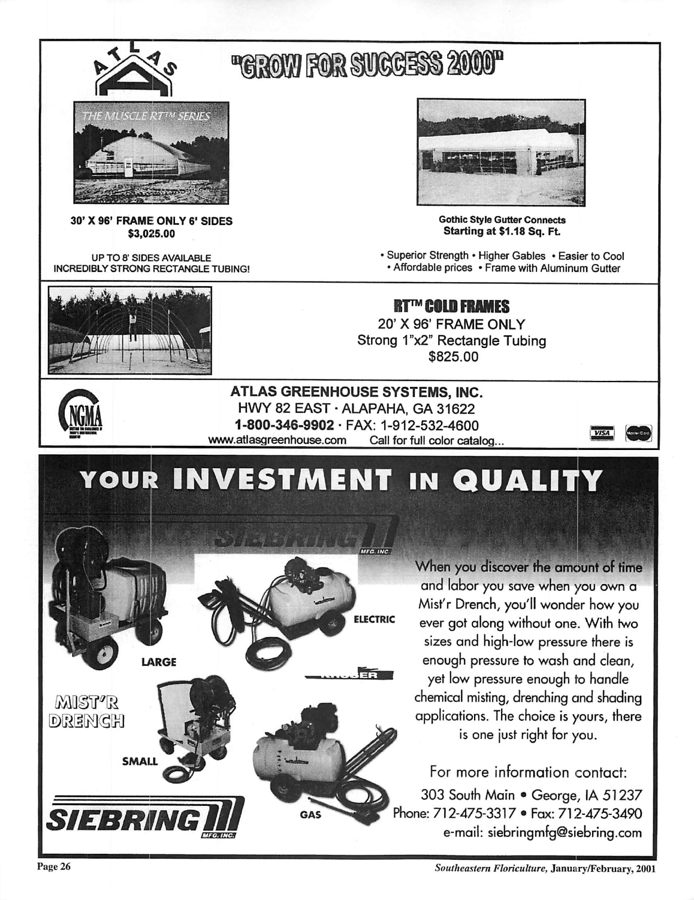# "GROW FOR SUCCESS 2000"

ATLAS

THE MUSCLE RT™ SERIES

**30' X 96' FRAME ONLY 6' SIDES**
**$3,025.00**

UP TO 8' SIDES AVAILABLE
INCREDIBLY STRONG RECTANGLE TUBING!

**Gothic Style Gutter Connects**
**Starting at $1.18 Sq. Ft.**

• Superior Strength • Higher Gables • Easier to Cool
• Affordable prices • Frame with Aluminum Gutter

## RT™ COLD FRAMES

20' X 96' FRAME ONLY
Strong 1"x2" Rectangle Tubing
$825.00

**ATLAS GREENHOUSE SYSTEMS, INC.**
HWY 82 EAST · ALAPAHA, GA 31622
**1-800-346-9902** · FAX: 1-912-532-4600
www.atlasgreenhouse.com Call for full color catalog...

NGMA

VISA MasterCard

# YOUR INVESTMENT IN QUALITY

SIEBRING MFG. INC.

LARGE

ELECTRIC

SMALL

GAS

MIST'R DRENCH

When you discover the amount of time and labor you save when you own a Mist'r Drench, you'll wonder how you ever got along without one. With two sizes and high-low pressure there is enough pressure to wash and clean, yet low pressure enough to handle chemical misting, drenching and shading applications. The choice is yours, there is one just right for you.

For more information contact:
303 South Main • George, IA 51237
Phone: 712-475-3317 • Fax: 712-475-3490
e-mail: siebringmfg@siebring.com

SIEBRING MFG. INC.